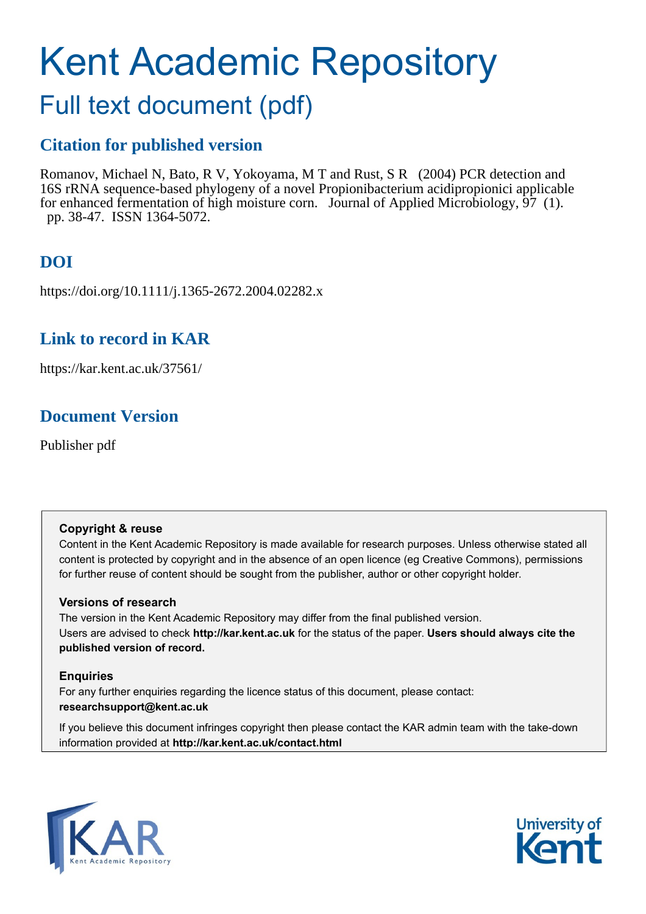# Kent Academic Repository

## Full text document (pdf)

## Citation for published version

Romanov, Michael N, Bato, R V, Yokoyama, M T and Rust, S R (2004) PCR detection and 16S rRNA sequence-based phylogeny of a novel Propionibacterium acidipropionici applicable for enhanced fermentation of high moisture corn. Journal of Applied Microbiology, 97 (1). pp. 38-47. ISSN 1364-5072.

## DOI

https://doi.org/10.1111/j.1365-2672.2004.02282.x

## Link to record in KAR

https://kar.kent.ac.uk/37561/

## Document Version

Publisher pdf

**Copyright & reuse**

Content in the Kent Academic Repository is made available for research purposes. Unless otherwise stated all content is protected by copyright and in the absence of an open licence (eg Creative Commons), permissions for further reuse of content should be sought from the publisher, author or other copyright holder.

**Versions of research**

The version in the Kent Academic Repository may differ from the final published version. Users are advised to check **http://kar.kent.ac.uk** for the status of the paper. **Users should always cite the published version of record.**

**Enquiries**

For any further enquiries regarding the licence status of this document, please contact: **researchsupport@kent.ac.uk**

If you believe this document infringes copyright then please contact the KAR admin team with the take-down information provided at **http://kar.kent.ac.uk/contact.html**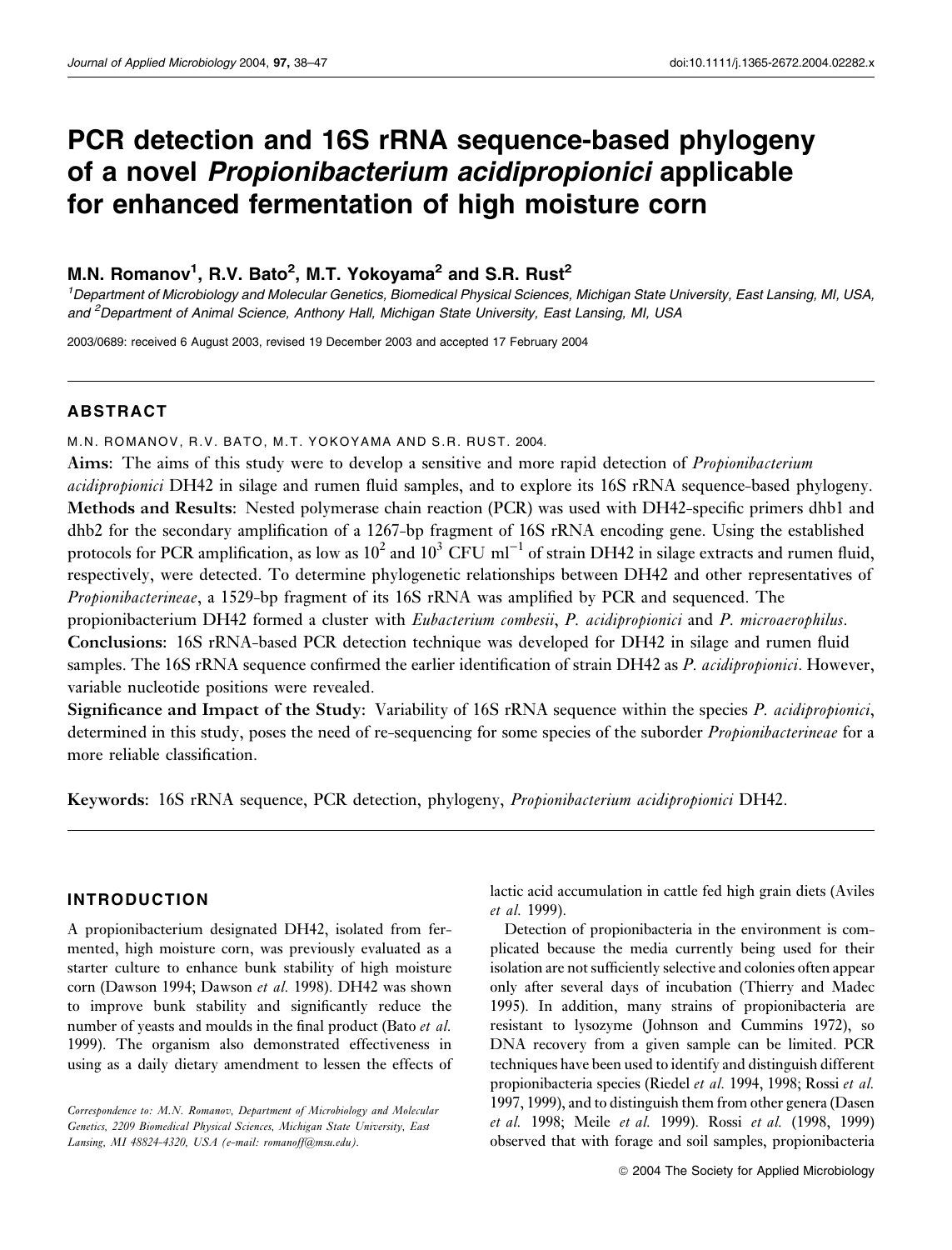# PCR detection and 16S rRNA sequence-based phylogeny of a novel *Propionibacterium acidipropionici* applicable for enhanced fermentation of high moisture corn

**M.N. Romanov[1], R.V. Bato[2], M.T. Yokoyama[2] and S.R. Rust[2]**

[1]Department of Microbiology and Molecular Genetics, Biomedical Physical Sciences, Michigan State University, East Lansing, MI, USA, and [2]Department of Animal Science, Anthony Hall, Michigan State University, East Lansing, MI, USA

2003/0689: received 6 August 2003, revised 19 December 2003 and accepted 17 February 2004

## ABSTRACT

M.N. ROMANOV, R.V. BATO, M.T. YOKOYAMA AND S.R. RUST. 2004.

**Aims:** The aims of this study were to develop a sensitive and more rapid detection of *Propionibacterium acidipropionici* DH42 in silage and rumen fluid samples, and to explore its 16S rRNA sequence-based phylogeny.

**Methods and Results:** Nested polymerase chain reaction (PCR) was used with DH42-specific primers dhb1 and dhb2 for the secondary amplification of a 1267-bp fragment of 16S rRNA encoding gene. Using the established protocols for PCR amplification, as low as $10^2$ and $10^3$ CFU ml$^{-1}$ of strain DH42 in silage extracts and rumen fluid, respectively, were detected. To determine phylogenetic relationships between DH42 and other representatives of *Propionibacterineae*, a 1529-bp fragment of its 16S rRNA was amplified by PCR and sequenced. The propionibacterium DH42 formed a cluster with *Eubacterium combesii*, *P. acidipropionici* and *P. microaerophilus*.

**Conclusions:** 16S rRNA-based PCR detection technique was developed for DH42 in silage and rumen fluid samples. The 16S rRNA sequence confirmed the earlier identification of strain DH42 as *P. acidipropionici*. However, variable nucleotide positions were revealed.

**Significance and Impact of the Study:** Variability of 16S rRNA sequence within the species *P. acidipropionici*, determined in this study, poses the need of re-sequencing for some species of the suborder *Propionibacterineae* for a more reliable classification.

**Keywords**: 16S rRNA sequence, PCR detection, phylogeny, *Propionibacterium acidipropionici* DH42.

## INTRODUCTION

A propionibacterium designated DH42, isolated from fermented, high moisture corn, was previously evaluated as a starter culture to enhance bunk stability of high moisture corn (Dawson 1994; Dawson *et al.* 1998). DH42 was shown to improve bunk stability and significantly reduce the number of yeasts and moulds in the final product (Bato *et al.* 1999). The organism also demonstrated effectiveness in using as a daily dietary amendment to lessen the effects of lactic acid accumulation in cattle fed high grain diets (Aviles *et al.* 1999).

Detection of propionibacteria in the environment is complicated because the media currently being used for their isolation are not sufficiently selective and colonies often appear only after several days of incubation (Thierry and Madec 1995). In addition, many strains of propionibacteria are resistant to lysozyme (Johnson and Cummins 1972), so DNA recovery from a given sample can be limited. PCR techniques have been used to identify and distinguish different propionibacteria species (Riedel *et al.* 1994, 1998; Rossi *et al.* 1997, 1999), and to distinguish them from other genera (Dasen *et al.* 1998; Meile *et al.* 1999). Rossi *et al.* (1998, 1999) observed that with forage and soil samples, propionibacteria

Correspondence to: M.N. Romanov, Department of Microbiology and Molecular Genetics, 2209 Biomedical Physical Sciences, Michigan State University, East Lansing, MI 48824-4320, USA (e-mail: romanoff@msu.edu).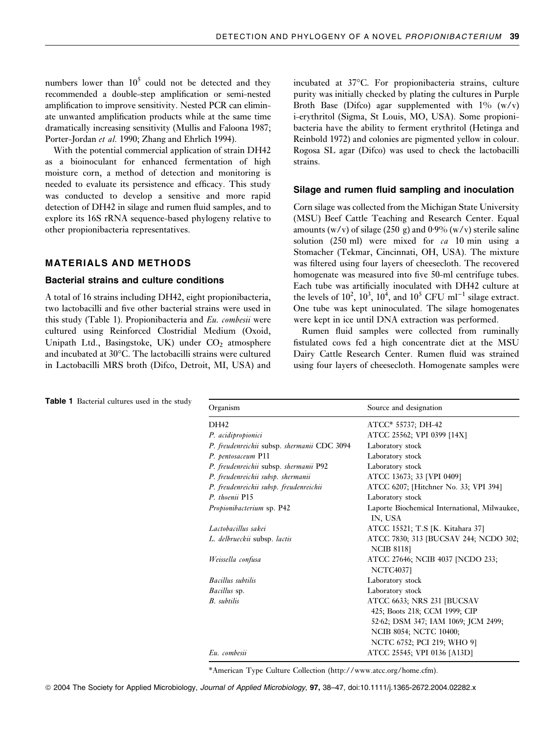numbers lower than $10^5$ could not be detected and they recommended a double-step amplification or semi-nested amplification to improve sensitivity. Nested PCR can eliminate unwanted amplification products while at the same time dramatically increasing sensitivity (Mullis and Faloona 1987; Porter-Jordan *et al*. 1990; Zhang and Ehrlich 1994).

With the potential commercial application of strain DH42 as a bioinoculant for enhanced fermentation of high moisture corn, a method of detection and monitoring is needed to evaluate its persistence and efficacy. This study was conducted to develop a sensitive and more rapid detection of DH42 in silage and rumen fluid samples, and to explore its 16S rRNA sequence-based phylogeny relative to other propionibacteria representatives.

## MATERIALS AND METHODS

### Bacterial strains and culture conditions

A total of 16 strains including DH42, eight propionibacteria, two lactobacilli and five other bacterial strains were used in this study (Table 1). Propionibacteria and *Eu. combesii* were cultured using Reinforced Clostridial Medium (Oxoid, Unipath Ltd., Basingstoke, UK) under $CO_2$ atmosphere and incubated at 30°C. The lactobacilli strains were cultured in Lactobacilli MRS broth (Difco, Detroit, MI, USA) and incubated at 37°C. For propionibacteria strains, culture purity was initially checked by plating the cultures in Purple Broth Base (Difco) agar supplemented with 1% (w/v) i-erythritol (Sigma, St Louis, MO, USA). Some propionibacteria have the ability to ferment erythritol (Hetinga and Reinbold 1972) and colonies are pigmented yellow in colour. Rogosa SL agar (Difco) was used to check the lactobacilli strains.

### Silage and rumen fluid sampling and inoculation

Corn silage was collected from the Michigan State University (MSU) Beef Cattle Teaching and Research Center. Equal amounts (w/v) of silage (250 g) and 0·9% (w/v) sterile saline solution (250 ml) were mixed for *ca* 10 min using a Stomacher (Tekmar, Cincinnati, OH, USA). The mixture was filtered using four layers of cheesecloth. The recovered homogenate was measured into five 50-ml centrifuge tubes. Each tube was artificially inoculated with DH42 culture at the levels of $10^2$, $10^3$, $10^4$, and $10^5$ CFU ml$^{-1}$ silage extract. One tube was kept uninoculated. The silage homogenates were kept in ice until DNA extraction was performed.

Rumen fluid samples were collected from ruminally fistulated cows fed a high concentrate diet at the MSU Dairy Cattle Research Center. Rumen fluid was strained using four layers of cheesecloth. Homogenate samples were

**Table 1** Bacterial cultures used in the study

| Organism | Source and designation |
|---|---|
| DH42 | ATCC* 55737; DH-42 |
| *P. acidipropionici* | ATCC 25562; VPI 0399 [14X] |
| *P. freudenreichii* subsp. *shermanii* CDC 3094 | Laboratory stock |
| *P. pentosaceum* P11 | Laboratory stock |
| *P. freudenreichii* subsp. *shermanii* P92 | Laboratory stock |
| *P. freudenreichii subsp. shermanii* | ATCC 13673; 33 [VPI 0409] |
| *P. freudenreichii subsp. freudenreichii* | ATCC 6207; [Hitchner No. 33; VPI 394] |
| *P. thoenii* P15 | Laboratory stock |
| *Propionibacterium* sp. P42 | Laporte Biochemical International, Milwaukee, IN, USA |
| *Lactobacillus sakei* | ATCC 15521; T.S [K. Kitahara 37] |
| *L. delbrueckii* subsp. *lactis* | ATCC 7830; 313 [BUCSAV 244; NCDO 302; NCIB 8118] |
| *Weissella confusa* | ATCC 27646; NCIB 4037 [NCDO 233; NCTC4037] |
| *Bacillus subtilis* | Laboratory stock |
| *Bacillus* sp. | Laboratory stock |
| *B. subtilis* | ATCC 6633; NRS 231 [BUCSAV 425; Boots 218; CCM 1999; CIP 52·62; DSM 347; IAM 1069; JCM 2499; NCIB 8054; NCTC 10400; NCTC 6752; PCI 219; WHO 9] |
| *Eu. combesii* | ATCC 25545; VPI 0136 [A13D] |

*American Type Culture Collection (http://www.atcc.org/home.cfm).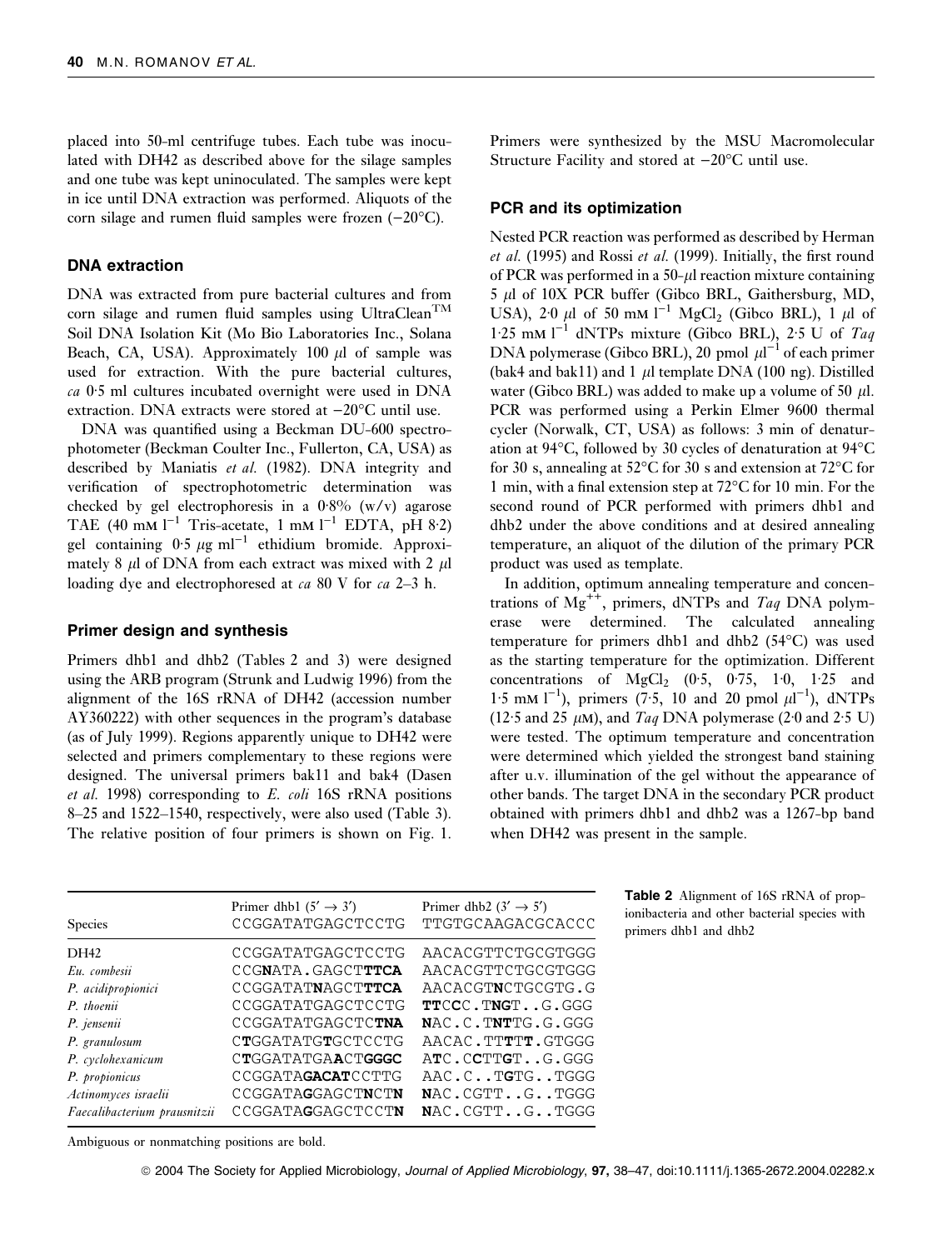placed into 50-ml centrifuge tubes. Each tube was inoculated with DH42 as described above for the silage samples and one tube was kept uninoculated. The samples were kept in ice until DNA extraction was performed. Aliquots of the corn silage and rumen fluid samples were frozen (−20°C).

### DNA extraction

DNA was extracted from pure bacterial cultures and from corn silage and rumen fluid samples using UltraClean™ Soil DNA Isolation Kit (Mo Bio Laboratories Inc., Solana Beach, CA, USA). Approximately 100 $\mu$l of sample was used for extraction. With the pure bacterial cultures, *ca* 0·5 ml cultures incubated overnight were used in DNA extraction. DNA extracts were stored at −20°C until use.

DNA was quantified using a Beckman DU-600 spectrophotometer (Beckman Coulter Inc., Fullerton, CA, USA) as described by Maniatis *et al.* (1982). DNA integrity and verification of spectrophotometric determination was checked by gel electrophoresis in a 0·8% (w/v) agarose TAE (40 mM $l^{-1}$ Tris-acetate, 1 mM $l^{-1}$ EDTA, pH 8·2) gel containing 0·5 $\mu$g $ml^{-1}$ ethidium bromide. Approximately 8 $\mu$l of DNA from each extract was mixed with 2 $\mu$l loading dye and electrophoresed at *ca* 80 V for *ca* 2–3 h.

### Primer design and synthesis

Primers dhb1 and dhb2 (Tables 2 and 3) were designed using the ARB program (Strunk and Ludwig 1996) from the alignment of the 16S rRNA of DH42 (accession number AY360222) with other sequences in the program's database (as of July 1999). Regions apparently unique to DH42 were selected and primers complementary to these regions were designed. The universal primers bak11 and bak4 (Dasen *et al.* 1998) corresponding to *E. coli* 16S rRNA positions 8–25 and 1522–1540, respectively, were also used (Table 3). The relative position of four primers is shown on Fig. 1. Primers were synthesized by the MSU Macromolecular Structure Facility and stored at −20°C until use.

### PCR and its optimization

Nested PCR reaction was performed as described by Herman *et al.* (1995) and Rossi *et al.* (1999). Initially, the first round of PCR was performed in a 50-$\mu$l reaction mixture containing 5 $\mu$l of 10X PCR buffer (Gibco BRL, Gaithersburg, MD, USA), 2·0 $\mu$l of 50 mM $l^{-1}$ $MgCl_2$ (Gibco BRL), 1 $\mu$l of 1·25 mM $l^{-1}$ dNTPs mixture (Gibco BRL), 2·5 U of *Taq* DNA polymerase (Gibco BRL), 20 pmol $\mu l^{-1}$ of each primer (bak4 and bak11) and 1 $\mu$l template DNA (100 ng). Distilled water (Gibco BRL) was added to make up a volume of 50 $\mu$l. PCR was performed using a Perkin Elmer 9600 thermal cycler (Norwalk, CT, USA) as follows: 3 min of denaturation at 94°C, followed by 30 cycles of denaturation at 94°C for 30 s, annealing at 52°C for 30 s and extension at 72°C for 1 min, with a final extension step at 72°C for 10 min. For the second round of PCR performed with primers dhb1 and dhb2 under the above conditions and at desired annealing temperature, an aliquot of the dilution of the primary PCR product was used as template.

In addition, optimum annealing temperature and concentrations of $Mg^{++}$, primers, dNTPs and *Taq* DNA polymerase were determined. The calculated annealing temperature for primers dhb1 and dhb2 (54°C) was used as the starting temperature for the optimization. Different concentrations of $MgCl_2$ (0·5, 0·75, 1·0, 1·25 and 1·5 mM $l^{-1}$), primers (7·5, 10 and 20 pmol $\mu l^{-1}$), dNTPs (12·5 and 25 $\mu$M), and *Taq* DNA polymerase (2·0 and 2·5 U) were tested. The optimum temperature and concentration were determined which yielded the strongest band staining after u.v. illumination of the gel without the appearance of other bands. The target DNA in the secondary PCR product obtained with primers dhb1 and dhb2 was a 1267-bp band when DH42 was present in the sample.

**Table 2** Alignment of 16S rRNA of propionibacteria and other bacterial species with primers dhb1 and dhb2

| Species | Primer dhb1 (5′ → 3′) CCGGATATGAGCTCCTG | Primer dhb2 (3′ → 5′) TTGTGCAAGACGCACCC |
|---|---|---|
| DH42 | CCGGATATGAGCTCCTG | AACACGTTCTGCGTGGG |
| *Eu. combesii* | CCG**N**ATA.GAGCT**TTCA** | AACACGTTCTGCGTGGG |
| *P. acidipropionici* | CCGGATAT**N**AGCT**TTCA** | AACACGT**N**CTGCGTG.G |
| *P. thoenii* | CCGGATATGAGCTCCTG | **TT**CC**C**.T**NG**T..G.GGG |
| *P. jensenii* | CCGGATATGAGCTC**TNA** | **N**AC.C.T**NT**TG.G.GGG |
| *P. granulosum* | C**T**GGATATG**T**GCTCCTG | AACAC.TT**T**TT.GTGGG |
| *P. cyclohexanicum* | C**T**GGATATGA**A**CT**GGGC** | A**T**C.C**C**TT**G**T..G.GGG |
| *P. propionicus* | CCGGATA**GACAT**CCTTG | AAC.C..T**G**TG..TGGG |
| *Actinomyces israelii* | CCGGATA**G**GAGCT**N**CT**N** | **N**AC.CGTT..G..TGGG |
| *Faecalibacterium prausnitzii* | CCGGATA**G**GAGCTCCT**N** | **N**AC.CGTT..G..TGGG |

Ambiguous or nonmatching positions are bold.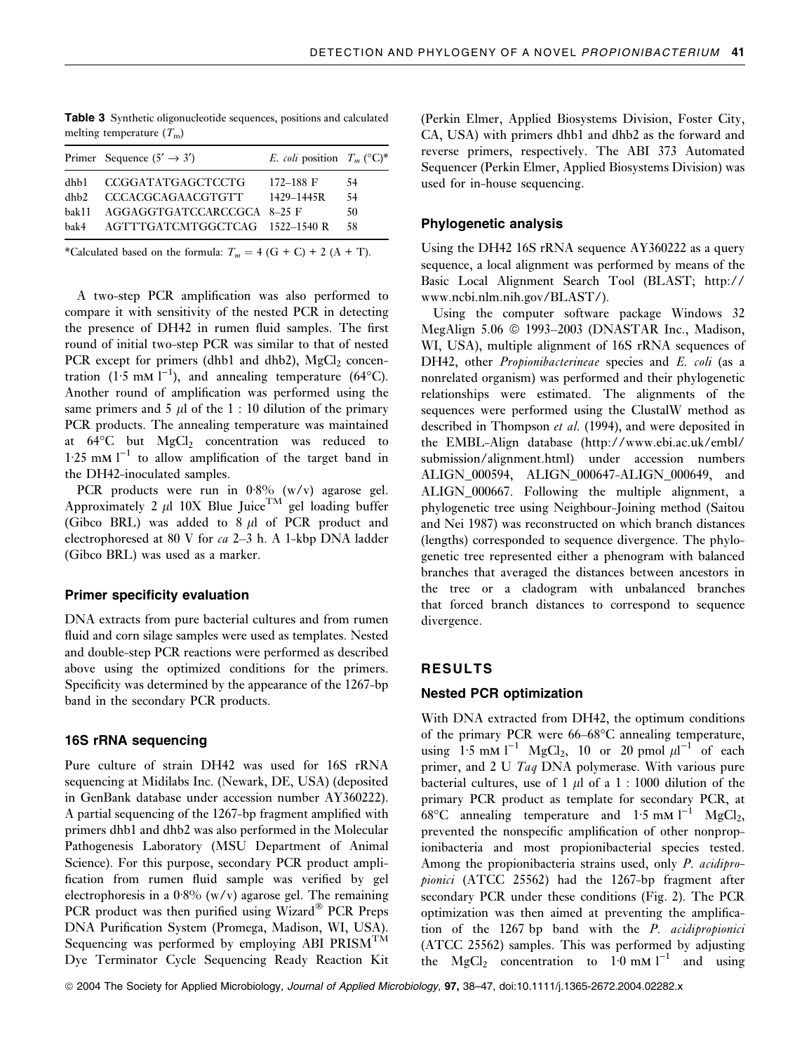**Table 3** Synthetic oligonucleotide sequences, positions and calculated melting temperature ($T_m$)

| Primer | Sequence (5′ → 3′) | *E. coli* position | $T_m$ (°C)* |
|---|---|---|---|
| dhb1 | CCGGATATGAGCTCCTG | 172–188 F | 54 |
| dhb2 | CCCACGCAGAACGTGTT | 1429–1445R | 54 |
| bak11 | AGGAGGTGATCCARCCGCA | 8–25 F | 50 |
| bak4 | AGTTTGATCMTGGCTCAG | 1522–1540 R | 58 |

*Calculated based on the formula: $T_m = 4\ (G + C) + 2\ (A + T)$.

A two-step PCR amplification was also performed to compare it with sensitivity of the nested PCR in detecting the presence of DH42 in rumen fluid samples. The first round of initial two-step PCR was similar to that of nested PCR except for primers (dhb1 and dhb2), $MgCl_2$ concentration (1·5 mM $l^{-1}$), and annealing temperature (64°C). Another round of amplification was performed using the same primers and 5 $\mu$l of the 1 : 10 dilution of the primary PCR products. The annealing temperature was maintained at 64°C but $MgCl_2$ concentration was reduced to 1·25 mM $l^{-1}$ to allow amplification of the target band in the DH42-inoculated samples.

PCR products were run in 0·8% (w/v) agarose gel. Approximately 2 $\mu$l 10X Blue Juice™ gel loading buffer (Gibco BRL) was added to 8 $\mu$l of PCR product and electrophoresed at 80 V for *ca* 2–3 h. A 1-kbp DNA ladder (Gibco BRL) was used as a marker.

### Primer specificity evaluation

DNA extracts from pure bacterial cultures and from rumen fluid and corn silage samples were used as templates. Nested and double-step PCR reactions were performed as described above using the optimized conditions for the primers. Specificity was determined by the appearance of the 1267-bp band in the secondary PCR products.

### 16S rRNA sequencing

Pure culture of strain DH42 was used for 16S rRNA sequencing at Midilabs Inc. (Newark, DE, USA) (deposited in GenBank database under accession number AY360222). A partial sequencing of the 1267-bp fragment amplified with primers dhb1 and dhb2 was also performed in the Molecular Pathogenesis Laboratory (MSU Department of Animal Science). For this purpose, secondary PCR product amplification from rumen fluid sample was verified by gel electrophoresis in a 0·8% (w/v) agarose gel. The remaining PCR product was then purified using Wizard® PCR Preps DNA Purification System (Promega, Madison, WI, USA). Sequencing was performed by employing ABI PRISM™ Dye Terminator Cycle Sequencing Ready Reaction Kit (Perkin Elmer, Applied Biosystems Division, Foster City, CA, USA) with primers dhb1 and dhb2 as the forward and reverse primers, respectively. The ABI 373 Automated Sequencer (Perkin Elmer, Applied Biosystems Division) was used for in-house sequencing.

### Phylogenetic analysis

Using the DH42 16S rRNA sequence AY360222 as a query sequence, a local alignment was performed by means of the Basic Local Alignment Search Tool (BLAST; http://www.ncbi.nlm.nih.gov/BLAST/).

Using the computer software package Windows 32 MegAlign 5.06 © 1993–2003 (DNASTAR Inc., Madison, WI, USA), multiple alignment of 16S rRNA sequences of DH42, other *Propionibacterineae* species and *E. coli* (as a nonrelated organism) was performed and their phylogenetic relationships were estimated. The alignments of the sequences were performed using the ClustalW method as described in Thompson *et al.* (1994), and were deposited in the EMBL-Align database (http://www.ebi.ac.uk/embl/submission/alignment.html) under accession numbers ALIGN_000594, ALIGN_000647-ALIGN_000649, and ALIGN_000667. Following the multiple alignment, a phylogenetic tree using Neighbour-Joining method (Saitou and Nei 1987) was reconstructed on which branch distances (lengths) corresponded to sequence divergence. The phylogenetic tree represented either a phenogram with balanced branches that averaged the distances between ancestors in the tree or a cladogram with unbalanced branches that forced branch distances to correspond to sequence divergence.

## RESULTS

### Nested PCR optimization

With DNA extracted from DH42, the optimum conditions of the primary PCR were 66–68°C annealing temperature, using 1·5 mM $l^{-1}$ $MgCl_2$, 10 or 20 pmol $\mu l^{-1}$ of each primer, and 2 U *Taq* DNA polymerase. With various pure bacterial cultures, use of 1 $\mu$l of a 1 : 1000 dilution of the primary PCR product as template for secondary PCR, at 68°C annealing temperature and 1·5 mM $l^{-1}$ $MgCl_2$, prevented the nonspecific amplification of other nonpropionibacteria and most propionibacterial species tested. Among the propionibacteria strains used, only *P. acidipropionici* (ATCC 25562) had the 1267-bp fragment after secondary PCR under these conditions (Fig. 2). The PCR optimization was then aimed at preventing the amplification of the 1267 bp band with the *P. acidipropionici* (ATCC 25562) samples. This was performed by adjusting the $MgCl_2$ concentration to 1·0 mM $l^{-1}$ and using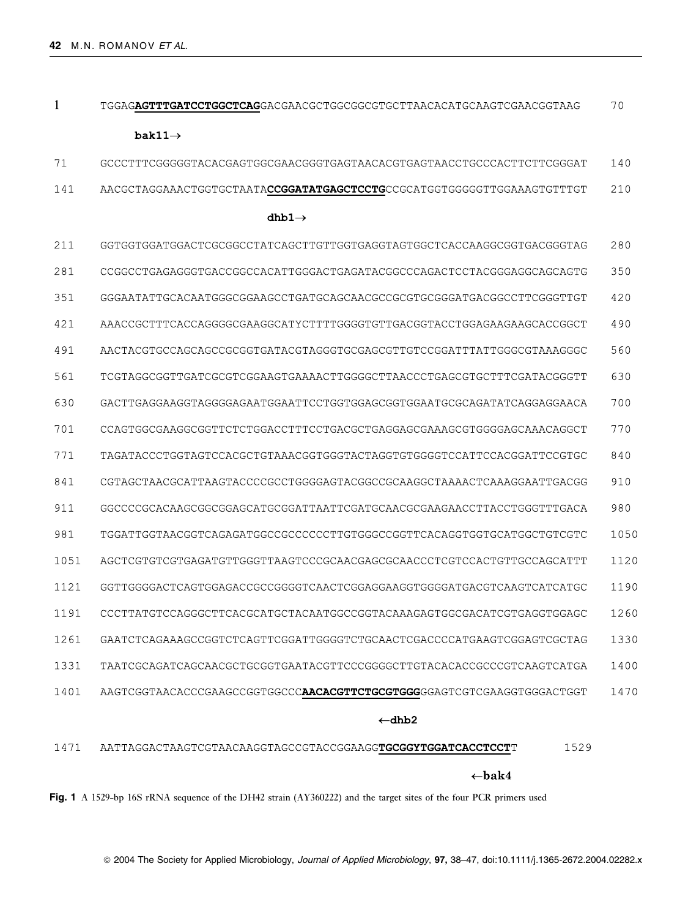```
1     TGGAGAGTTTGATCCTGGCTCAGGACGAACGCTGGCGGCGTGCTTAACACATGCAAGTCGAACGGTAAG     70
           bak11→
71    GCCCTTTCGGGGGTACACGAGTGGCGAACGGGTGAGTAACACGTGAGTAACCTGCCCACTTCTTCGGGAT    140
141   AACGCTAGGAAACTGGTGCTAATACCGGATATGAGCTCCTGCCGCATGGTGGGGGTTGGAAAGTGTTTGT    210
                              dhb1→
211   GGTGGTGGATGGACTCGCGGCCTATCAGCTTGTTGGTGAGGTAGTGGCTCACCAAGGCGGTGACGGGTAG    280
281   CCGGCCTGAGAGGGTGACCGGCCACATTGGGACTGAGATACGGCCCAGACTCCTACGGGAGGCAGCAGTG    350
351   GGGAATATTGCACAATGGGCGGAAGCCTGATGCAGCAACGCCGCGTGCGGGATGACGGCCTTCGGGTTGT    420
421   AAACCGCTTTCACCAGGGGCGAAGGCATYCTTTTGGGGTGTTGACGGTACCTGGAGAAGAAGCACCGGCT    490
491   AACTACGTGCCAGCAGCCGCGGTGATACGTAGGGTGCGAGCGTTGTCCGGATTTATTGGGCGTAAAGGGC    560
561   TCGTAGGCGGTTGATCGCGTCGGAAGTGAAAACTTGGGGCTTAACCCTGAGCGTGCTTTCGATACGGGTT    630
630   GACTTGAGGAAGGTAGGGGAGAATGGAATTCCTGGTGGAGCGGTGGAATGCGCAGATATCAGGAGGAACA    700
701   CCAGTGGCGAAGGCGGTTCTCTGGACCTTTCCTGACGCTGAGGAGCGAAAGCGTGGGGAGCAAACAGGCT    770
771   TAGATACCCTGGTAGTCCACGCTGTAAACGGTGGGTACTAGGTGTGGGGTCCATTCCACGGATTCCGTGC    840
841   CGTAGCTAACGCATTAAGTACCCCGCCTGGGGAGTACGGCCGCAAGGCTAAAACTCAAAGGAATTGACGG    910
911   GGCCCCGCACAAGCGGCGGAGCATGCGGATTAATTCGATGCAACGCGAAGAACCTTACCTGGGTTTGACA    980
981   TGGATTGGTAACGGTCAGAGATGGCCGCCCCCCTTGTGGGCCGGTTCACAGGTGGTGCATGGCTGTCGTC    1050
1051  AGCTCGTGTCGTGAGATGTTGGGTTAAGTCCCGCAACGAGCGCAACCCTCGTCCACTGTTGCCAGCATTT    1120
1121  GGTTGGGGACTCAGTGGAGACCGCCGGGGTCAACTCGGAGGAAGGTGGGGATGACGTCAAGTCATCATGC    1190
1191  CCCTTATGTCCAGGGCTTCACGCATGCTACAATGGCCGGTACAAAGAGTGGCGACATCGTGAGGTGGAGC    1260
1261  GAATCTCAGAAAGCCGGTCTCAGTTCGGATTGGGGTCTGCAACTCGACCCCATGAAGTCGGAGTCGCTAG    1330
1331  TAATCGCAGATCAGCAACGCTGCGGTGAATACGTTCCCGGGGCTTGTACACACCGCCCGTCAAGTCATGA    1400
1401  AAGTCGGTAACACCCGAAGCCGGTGGCCCAACACGTTCTGCGTGGGGGAGTCGTCGAAGGTGGGACTGGT    1470
                                          ←dhb2
1471  AATTAGGACTAAGTCGTAACAAGGTAGCCGTACCGGAAGGTGCGGYTGGATCACCTCCTT         1529
                                                            ←bak4
```

**Fig. 1** A 1529-bp 16S rRNA sequence of the DH42 strain (AY360222) and the target sites of the four PCR primers used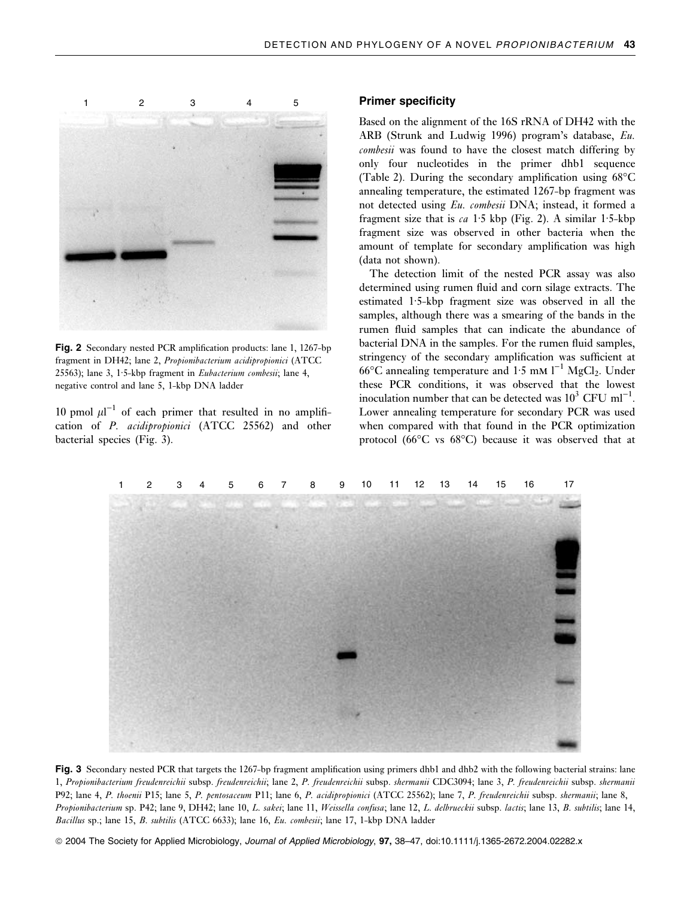Fig. 2 Secondary nested PCR amplification products: lane 1, 1267-bp fragment in DH42; lane 2, *Propionibacterium acidipropionici* (ATCC 25563); lane 3, 1·5-kbp fragment in *Eubacterium combesii*; lane 4, negative control and lane 5, 1-kbp DNA ladder

10 pmol $\mu l^{-1}$ of each primer that resulted in no amplification of *P. acidipropionici* (ATCC 25562) and other bacterial species (Fig. 3).

### Primer specificity

Based on the alignment of the 16S rRNA of DH42 with the ARB (Strunk and Ludwig 1996) program's database, *Eu. combesii* was found to have the closest match differing by only four nucleotides in the primer dhb1 sequence (Table 2). During the secondary amplification using 68°C annealing temperature, the estimated 1267-bp fragment was not detected using *Eu. combesii* DNA; instead, it formed a fragment size that is *ca* 1·5 kbp (Fig. 2). A similar 1·5-kbp fragment size was observed in other bacteria when the amount of template for secondary amplification was high (data not shown).

The detection limit of the nested PCR assay was also determined using rumen fluid and corn silage extracts. The estimated 1·5-kbp fragment size was observed in all the samples, although there was a smearing of the bands in the rumen fluid samples that can indicate the abundance of bacterial DNA in the samples. For the rumen fluid samples, stringency of the secondary amplification was sufficient at 66°C annealing temperature and 1·5 mM $l^{-1}$ $MgCl_2$. Under these PCR conditions, it was observed that the lowest inoculation number that can be detected was $10^3$ CFU $ml^{-1}$. Lower annealing temperature for secondary PCR was used when compared with that found in the PCR optimization protocol (66°C vs 68°C) because it was observed that at

Fig. 3 Secondary nested PCR that targets the 1267-bp fragment amplification using primers dhb1 and dhb2 with the following bacterial strains: lane 1, *Propionibacterium freudenreichii* subsp. *freudenreichii*; lane 2, *P. freudenreichii* subsp. *shermanii* CDC3094; lane 3, *P. freudenreichii* subsp. *shermanii* P92; lane 4, *P. thoenii* P15; lane 5, *P. pentosaceum* P11; lane 6, *P. acidipropionici* (ATCC 25562); lane 7, *P. freudenreichii* subsp. *shermanii*; lane 8, *Propionibacterium* sp. P42; lane 9, DH42; lane 10, *L. sakei*; lane 11, *Weissella confusa*; lane 12, *L. delbrueckii* subsp. *lactis*; lane 13, *B. subtilis*; lane 14, *Bacillus* sp.; lane 15, *B. subtilis* (ATCC 6633); lane 16, *Eu. combesii*; lane 17, 1-kbp DNA ladder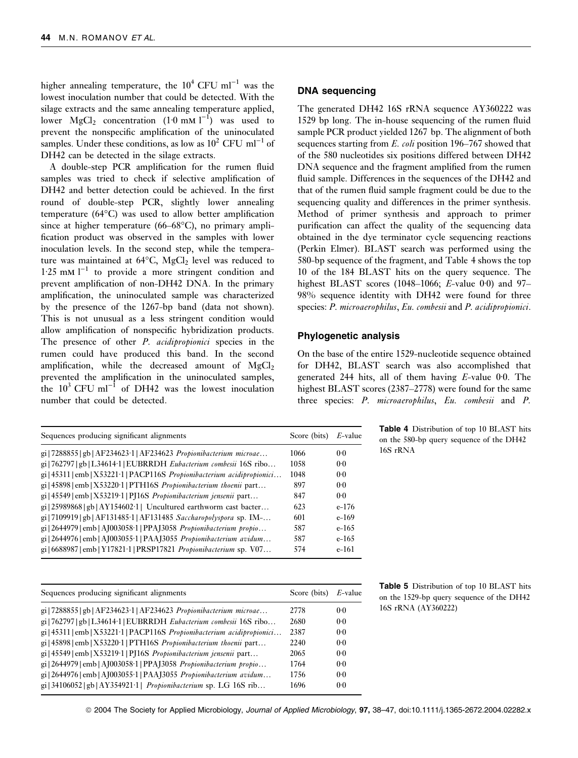higher annealing temperature, the $10^4$ CFU ml$^{-1}$ was the lowest inoculation number that could be detected. With the silage extracts and the same annealing temperature applied, lower $MgCl_2$ concentration (1·0 mm l$^{-1}$) was used to prevent the nonspecific amplification of the uninoculated samples. Under these conditions, as low as $10^2$ CFU ml$^{-1}$ of DH42 can be detected in the silage extracts.

A double-step PCR amplification for the rumen fluid samples was tried to check if selective amplification of DH42 and better detection could be achieved. In the first round of double-step PCR, slightly lower annealing temperature (64°C) was used to allow better amplification since at higher temperature (66–68°C), no primary amplification product was observed in the samples with lower inoculation levels. In the second step, while the temperature was maintained at 64°C, $MgCl_2$ level was reduced to 1·25 mm l$^{-1}$ to provide a more stringent condition and prevent amplification of non-DH42 DNA. In the primary amplification, the uninoculated sample was characterized by the presence of the 1267-bp band (data not shown). This is not unusual as a less stringent condition would allow amplification of nonspecific hybridization products. The presence of other *P. acidipropionici* species in the rumen could have produced this band. In the second amplification, while the decreased amount of $MgCl_2$ prevented the amplification in the uninoculated samples, the $10^3$ CFU ml$^{-1}$ of DH42 was the lowest inoculation number that could be detected.

### DNA sequencing

The generated DH42 16S rRNA sequence AY360222 was 1529 bp long. The in-house sequencing of the rumen fluid sample PCR product yielded 1267 bp. The alignment of both sequences starting from *E. coli* position 196–767 showed that of the 580 nucleotides six positions differed between DH42 DNA sequence and the fragment amplified from the rumen fluid sample. Differences in the sequences of the DH42 and that of the rumen fluid sample fragment could be due to the sequencing quality and differences in the primer synthesis. Method of primer synthesis and approach to primer purification can affect the quality of the sequencing data obtained in the dye terminator cycle sequencing reactions (Perkin Elmer). BLAST search was performed using the 580-bp sequence of the fragment, and Table 4 shows the top 10 of the 184 BLAST hits on the query sequence. The highest BLAST scores (1048–1066; *E*-value 0·0) and 97–98% sequence identity with DH42 were found for three species: *P. microaerophilus*, *Eu. combesii* and *P. acidipropionici*.

### Phylogenetic analysis

On the base of the entire 1529-nucleotide sequence obtained for DH42, BLAST search was also accomplished that generated 244 hits, all of them having *E*-value 0·0. The highest BLAST scores (2387–2778) were found for the same three species: *P. microaerophilus*, *Eu. combesii* and *P.*

**Table 4** Distribution of top 10 BLAST hits on the 580-bp query sequence of the DH42 16S rRNA

| Sequences producing significant alignments | Score (bits) | *E*-value |
|---|---|---|
| gi\|7288855\|gb\|AF234623·1\|AF234623 *Propionibacterium microae…* | 1066 | 0·0 |
| gi\|762797\|gb\|L34614·1\|EUBRRDH *Eubacterium combesii* 16S ribo… | 1058 | 0·0 |
| gi\|45311\|emb\|X53221·1\|PACP116S *Propionibacterium acidipropionici…* | 1048 | 0·0 |
| gi\|45898\|emb\|X53220·1\|PTH16S *Propionibacterium thoenii* part… | 897 | 0·0 |
| gi\|45549\|emb\|X53219·1\|PJ16S *Propionibacterium jensenii* part… | 847 | 0·0 |
| gi\|25989868\|gb\|AY154602·1\| Uncultured earthworm cast bacter… | 623 | e-176 |
| gi\|7109919\|gb\|AF131485·1\|AF131485 *Saccharopolyspora* sp. IM-… | 601 | e-169 |
| gi\|2644979\|emb\|AJ003058·1\|PPAJ3058 *Propionibacterium propio…* | 587 | e-165 |
| gi\|2644976\|emb\|AJ003055·1\|PAAJ3055 *Propionibacterium avidum…* | 587 | e-165 |
| gi\|6688987\|emb\|Y17821·1\|PRSP17821 *Propionibacterium* sp. V07… | 574 | e-161 |

**Table 5** Distribution of top 10 BLAST hits on the 1529-bp query sequence of the DH42 16S rRNA (AY360222)

| Sequences producing significant alignments | Score (bits) | *E*-value |
|---|---|---|
| gi\|7288855\|gb\|AF234623·1\|AF234623 *Propionibacterium microae…* | 2778 | 0·0 |
| gi\|762797\|gb\|L34614·1\|EUBRRDH *Eubacterium combesii* 16S ribo… | 2680 | 0·0 |
| gi\|45311\|emb\|X53221·1\|PACP116S *Propionibacterium acidipropionici…* | 2387 | 0·0 |
| gi\|45898\|emb\|X53220·1\|PTH16S *Propionibacterium thoenii* part… | 2240 | 0·0 |
| gi\|45549\|emb\|X53219·1\|PJ16S *Propionibacterium jensenii* part… | 2065 | 0·0 |
| gi\|2644979\|emb\|AJ003058·1\|PPAJ3058 *Propionibacterium propio…* | 1764 | 0·0 |
| gi\|2644976\|emb\|AJ003055·1\|PAAJ3055 *Propionibacterium avidum…* | 1756 | 0·0 |
| gi\|34106052\|gb\|AY354921·1\| *Propionibacterium* sp. LG 16S rib… | 1696 | 0·0 |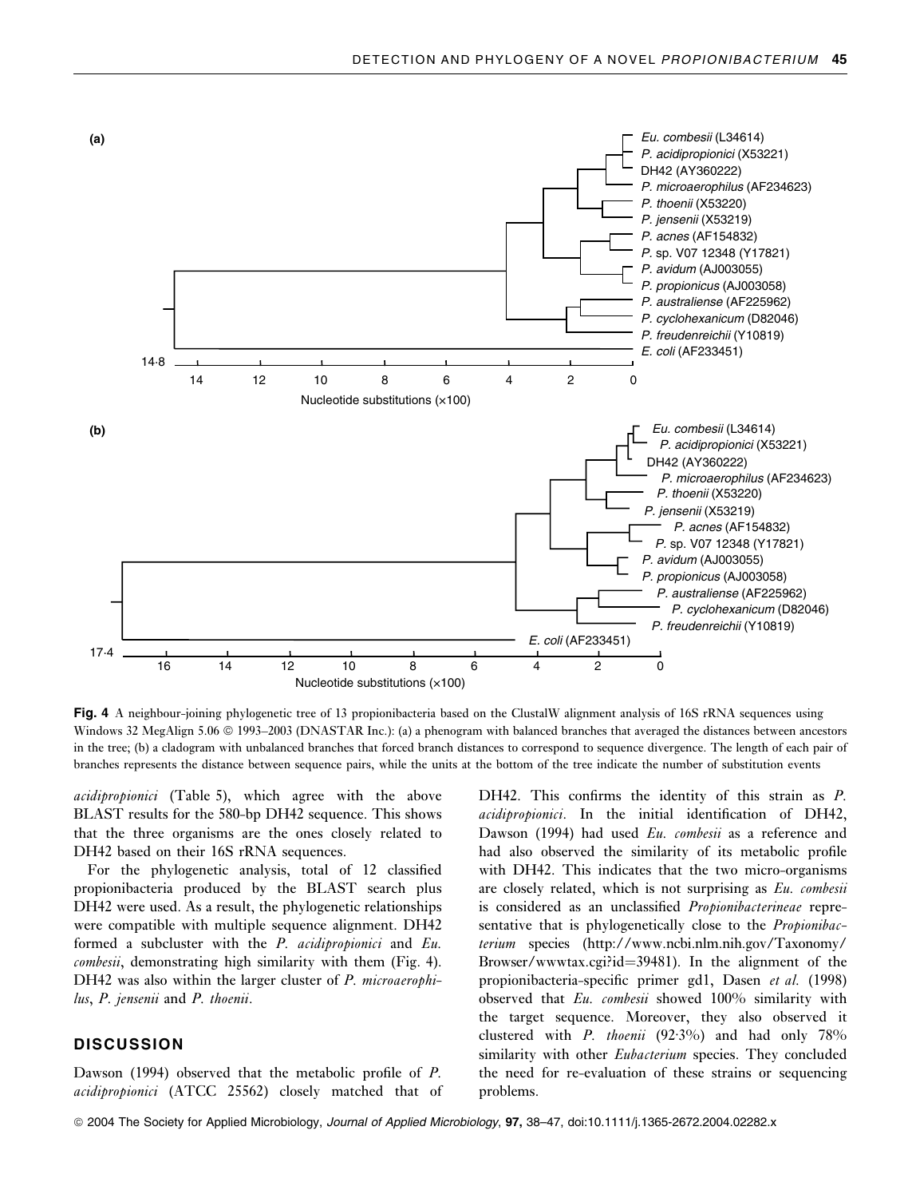**Fig. 4** A neighbour-joining phylogenetic tree of 13 propionibacteria based on the ClustalW alignment analysis of 16S rRNA sequences using Windows 32 MegAlign 5.06 © 1993–2003 (DNASTAR Inc.): (a) a phenogram with balanced branches that averaged the distances between ancestors in the tree; (b) a cladogram with unbalanced branches that forced branch distances to correspond to sequence divergence. The length of each pair of branches represents the distance between sequence pairs, while the units at the bottom of the tree indicate the number of substitution events

*acidipropionici* (Table 5), which agree with the above BLAST results for the 580-bp DH42 sequence. This shows that the three organisms are the ones closely related to DH42 based on their 16S rRNA sequences.

For the phylogenetic analysis, total of 12 classified propionibacteria produced by the BLAST search plus DH42 were used. As a result, the phylogenetic relationships were compatible with multiple sequence alignment. DH42 formed a subcluster with the *P. acidipropionici* and *Eu. combesii*, demonstrating high similarity with them (Fig. 4). DH42 was also within the larger cluster of *P. microaerophilus*, *P. jensenii* and *P. thoenii*.

## DISCUSSION

Dawson (1994) observed that the metabolic profile of *P. acidipropionici* (ATCC 25562) closely matched that of DH42. This confirms the identity of this strain as *P. acidipropionici*. In the initial identification of DH42, Dawson (1994) had used *Eu. combesii* as a reference and had also observed the similarity of its metabolic profile with DH42. This indicates that the two micro-organisms are closely related, which is not surprising as *Eu. combesii* is considered as an unclassified *Propionibacterineae* representative that is phylogenetically close to the *Propionibacterium* species (http://www.ncbi.nlm.nih.gov/Taxonomy/Browser/wwwtax.cgi?id=39481). In the alignment of the propionibacteria-specific primer gd1, Dasen *et al.* (1998) observed that *Eu. combesii* showed 100% similarity with the target sequence. Moreover, they also observed it clustered with *P. thoenii* (92·3%) and had only 78% similarity with other *Eubacterium* species. They concluded the need for re-evaluation of these strains or sequencing problems.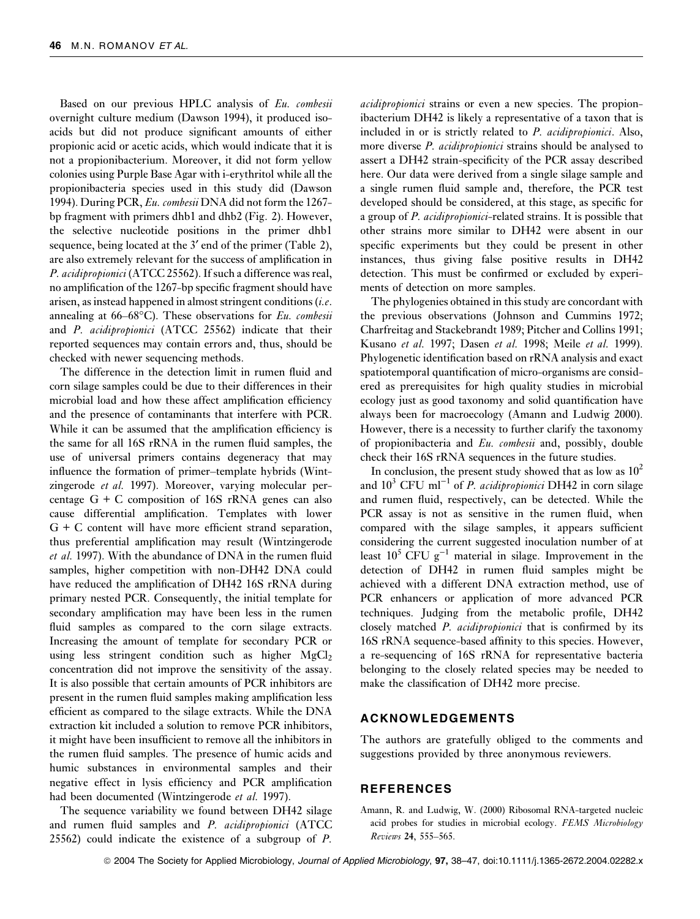Based on our previous HPLC analysis of *Eu. combesii* overnight culture medium (Dawson 1994), it produced iso-acids but did not produce significant amounts of either propionic acid or acetic acids, which would indicate that it is not a propionibacterium. Moreover, it did not form yellow colonies using Purple Base Agar with i-erythritol while all the propionibacteria species used in this study did (Dawson 1994). During PCR, *Eu. combesii* DNA did not form the 1267-bp fragment with primers dhb1 and dhb2 (Fig. 2). However, the selective nucleotide positions in the primer dhb1 sequence, being located at the 3′ end of the primer (Table 2), are also extremely relevant for the success of amplification in *P. acidipropionici* (ATCC 25562). If such a difference was real, no amplification of the 1267-bp specific fragment should have arisen, as instead happened in almost stringent conditions (*i.e.* annealing at 66–68°C). These observations for *Eu. combesii* and *P. acidipropionici* (ATCC 25562) indicate that their reported sequences may contain errors and, thus, should be checked with newer sequencing methods.

The difference in the detection limit in rumen fluid and corn silage samples could be due to their differences in their microbial load and how these affect amplification efficiency and the presence of contaminants that interfere with PCR. While it can be assumed that the amplification efficiency is the same for all 16S rRNA in the rumen fluid samples, the use of universal primers contains degeneracy that may influence the formation of primer–template hybrids (Wintzingerode *et al.* 1997). Moreover, varying molecular percentage G + C composition of 16S rRNA genes can also cause differential amplification. Templates with lower G + C content will have more efficient strand separation, thus preferential amplification may result (Wintzingerode *et al.* 1997). With the abundance of DNA in the rumen fluid samples, higher competition with non-DH42 DNA could have reduced the amplification of DH42 16S rRNA during primary nested PCR. Consequently, the initial template for secondary amplification may have been less in the rumen fluid samples as compared to the corn silage extracts. Increasing the amount of template for secondary PCR or using less stringent condition such as higher $MgCl_2$ concentration did not improve the sensitivity of the assay. It is also possible that certain amounts of PCR inhibitors are present in the rumen fluid samples making amplification less efficient as compared to the silage extracts. While the DNA extraction kit included a solution to remove PCR inhibitors, it might have been insufficient to remove all the inhibitors in the rumen fluid samples. The presence of humic acids and humic substances in environmental samples and their negative effect in lysis efficiency and PCR amplification had been documented (Wintzingerode *et al.* 1997).

The sequence variability we found between DH42 silage and rumen fluid samples and *P. acidipropionici* (ATCC 25562) could indicate the existence of a subgroup of *P. acidipropionici* strains or even a new species. The propionibacterium DH42 is likely a representative of a taxon that is included in or is strictly related to *P. acidipropionici*. Also, more diverse *P. acidipropionici* strains should be analysed to assert a DH42 strain-specificity of the PCR assay described here. Our data were derived from a single silage sample and a single rumen fluid sample and, therefore, the PCR test developed should be considered, at this stage, as specific for a group of *P. acidipropionici*-related strains. It is possible that other strains more similar to DH42 were absent in our specific experiments but they could be present in other instances, thus giving false positive results in DH42 detection. This must be confirmed or excluded by experiments of detection on more samples.

The phylogenies obtained in this study are concordant with the previous observations (Johnson and Cummins 1972; Charfreitag and Stackebrandt 1989; Pitcher and Collins 1991; Kusano *et al.* 1997; Dasen *et al.* 1998; Meile *et al.* 1999). Phylogenetic identification based on rRNA analysis and exact spatiotemporal quantification of micro-organisms are considered as prerequisites for high quality studies in microbial ecology just as good taxonomy and solid quantification have always been for macroecology (Amann and Ludwig 2000). However, there is a necessity to further clarify the taxonomy of propionibacteria and *Eu. combesii* and, possibly, double check their 16S rRNA sequences in the future studies.

In conclusion, the present study showed that as low as $10^2$ and $10^3$ CFU $ml^{-1}$ of *P. acidipropionici* DH42 in corn silage and rumen fluid, respectively, can be detected. While the PCR assay is not as sensitive in the rumen fluid, when compared with the silage samples, it appears sufficient considering the current suggested inoculation number of at least $10^5$ CFU $g^{-1}$ material in silage. Improvement in the detection of DH42 in rumen fluid samples might be achieved with a different DNA extraction method, use of PCR enhancers or application of more advanced PCR techniques. Judging from the metabolic profile, DH42 closely matched *P. acidipropionici* that is confirmed by its 16S rRNA sequence-based affinity to this species. However, a re-sequencing of 16S rRNA for representative bacteria belonging to the closely related species may be needed to make the classification of DH42 more precise.

## ACKNOWLEDGEMENTS

The authors are gratefully obliged to the comments and suggestions provided by three anonymous reviewers.

## REFERENCES

Amann, R. and Ludwig, W. (2000) Ribosomal RNA-targeted nucleic acid probes for studies in microbial ecology. *FEMS Microbiology Reviews* **24**, 555–565.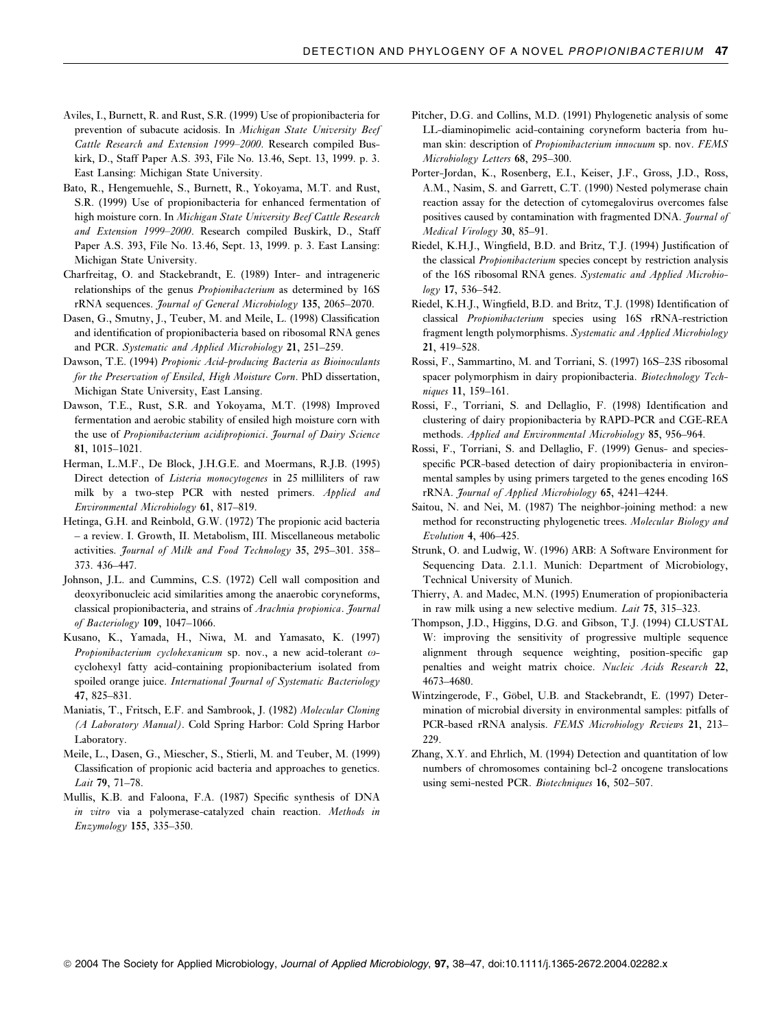Aviles, I., Burnett, R. and Rust, S.R. (1999) Use of propionibacteria for prevention of subacute acidosis. In *Michigan State University Beef Cattle Research and Extension 1999–2000*. Research compiled Buskirk, D., Staff Paper A.S. 393, File No. 13.46, Sept. 13, 1999. p. 3. East Lansing: Michigan State University.

Bato, R., Hengemuehle, S., Burnett, R., Yokoyama, M.T. and Rust, S.R. (1999) Use of propionibacteria for enhanced fermentation of high moisture corn. In *Michigan State University Beef Cattle Research and Extension 1999–2000*. Research compiled Buskirk, D., Staff Paper A.S. 393, File No. 13.46, Sept. 13, 1999. p. 3. East Lansing: Michigan State University.

Charfreitag, O. and Stackebrandt, E. (1989) Inter- and intrageneric relationships of the genus *Propionibacterium* as determined by 16S rRNA sequences. *Journal of General Microbiology* **135**, 2065–2070.

Dasen, G., Smutny, J., Teuber, M. and Meile, L. (1998) Classification and identification of propionibacteria based on ribosomal RNA genes and PCR. *Systematic and Applied Microbiology* **21**, 251–259.

Dawson, T.E. (1994) *Propionic Acid-producing Bacteria as Bioinoculants for the Preservation of Ensiled, High Moisture Corn*. PhD dissertation, Michigan State University, East Lansing.

Dawson, T.E., Rust, S.R. and Yokoyama, M.T. (1998) Improved fermentation and aerobic stability of ensiled high moisture corn with the use of *Propionibacterium acidipropionici*. *Journal of Dairy Science* **81**, 1015–1021.

Herman, L.M.F., De Block, J.H.G.E. and Moermans, R.J.B. (1995) Direct detection of *Listeria monocytogenes* in 25 milliliters of raw milk by a two-step PCR with nested primers. *Applied and Environmental Microbiology* **61**, 817–819.

Hetinga, G.H. and Reinbold, G.W. (1972) The propionic acid bacteria – a review. I. Growth, II. Metabolism, III. Miscellaneous metabolic activities. *Journal of Milk and Food Technology* **35**, 295–301. 358–373. 436–447.

Johnson, J.L. and Cummins, C.S. (1972) Cell wall composition and deoxyribonucleic acid similarities among the anaerobic coryneforms, classical propionibacteria, and strains of *Arachnia propionica*. *Journal of Bacteriology* **109**, 1047–1066.

Kusano, K., Yamada, H., Niwa, M. and Yamasato, K. (1997) *Propionibacterium cyclohexanicum* sp. nov., a new acid-tolerant ω-cyclohexyl fatty acid-containing propionibacterium isolated from spoiled orange juice. *International Journal of Systematic Bacteriology* **47**, 825–831.

Maniatis, T., Fritsch, E.F. and Sambrook, J. (1982) *Molecular Cloning (A Laboratory Manual)*. Cold Spring Harbor: Cold Spring Harbor Laboratory.

Meile, L., Dasen, G., Miescher, S., Stierli, M. and Teuber, M. (1999) Classification of propionic acid bacteria and approaches to genetics. *Lait* **79**, 71–78.

Mullis, K.B. and Faloona, F.A. (1987) Specific synthesis of DNA *in vitro* via a polymerase-catalyzed chain reaction. *Methods in Enzymology* **155**, 335–350.

Pitcher, D.G. and Collins, M.D. (1991) Phylogenetic analysis of some LL-diaminopimelic acid-containing coryneform bacteria from human skin: description of *Propionibacterium innocuum* sp. nov. *FEMS Microbiology Letters* **68**, 295–300.

Porter-Jordan, K., Rosenberg, E.I., Keiser, J.F., Gross, J.D., Ross, A.M., Nasim, S. and Garrett, C.T. (1990) Nested polymerase chain reaction assay for the detection of cytomegalovirus overcomes false positives caused by contamination with fragmented DNA. *Journal of Medical Virology* **30**, 85–91.

Riedel, K.H.J., Wingfield, B.D. and Britz, T.J. (1994) Justification of the classical *Propionibacterium* species concept by restriction analysis of the 16S ribosomal RNA genes. *Systematic and Applied Microbiology* **17**, 536–542.

Riedel, K.H.J., Wingfield, B.D. and Britz, T.J. (1998) Identification of classical *Propionibacterium* species using 16S rRNA-restriction fragment length polymorphisms. *Systematic and Applied Microbiology* **21**, 419–528.

Rossi, F., Sammartino, M. and Torriani, S. (1997) 16S–23S ribosomal spacer polymorphism in dairy propionibacteria. *Biotechnology Techniques* **11**, 159–161.

Rossi, F., Torriani, S. and Dellaglio, F. (1998) Identification and clustering of dairy propionibacteria by RAPD-PCR and CGE-REA methods. *Applied and Environmental Microbiology* **85**, 956–964.

Rossi, F., Torriani, S. and Dellaglio, F. (1999) Genus- and species-specific PCR-based detection of dairy propionibacteria in environmental samples by using primers targeted to the genes encoding 16S rRNA. *Journal of Applied Microbiology* **65**, 4241–4244.

Saitou, N. and Nei, M. (1987) The neighbor-joining method: a new method for reconstructing phylogenetic trees. *Molecular Biology and Evolution* **4**, 406–425.

Strunk, O. and Ludwig, W. (1996) ARB: A Software Environment for Sequencing Data. 2.1.1. Munich: Department of Microbiology, Technical University of Munich.

Thierry, A. and Madec, M.N. (1995) Enumeration of propionibacteria in raw milk using a new selective medium. *Lait* **75**, 315–323.

Thompson, J.D., Higgins, D.G. and Gibson, T.J. (1994) CLUSTAL W: improving the sensitivity of progressive multiple sequence alignment through sequence weighting, position-specific gap penalties and weight matrix choice. *Nucleic Acids Research* **22**, 4673–4680.

Wintzingerode, F., Göbel, U.B. and Stackebrandt, E. (1997) Determination of microbial diversity in environmental samples: pitfalls of PCR-based rRNA analysis. *FEMS Microbiology Reviews* **21**, 213–229.

Zhang, X.Y. and Ehrlich, M. (1994) Detection and quantitation of low numbers of chromosomes containing bcl-2 oncogene translocations using semi-nested PCR. *Biotechniques* **16**, 502–507.